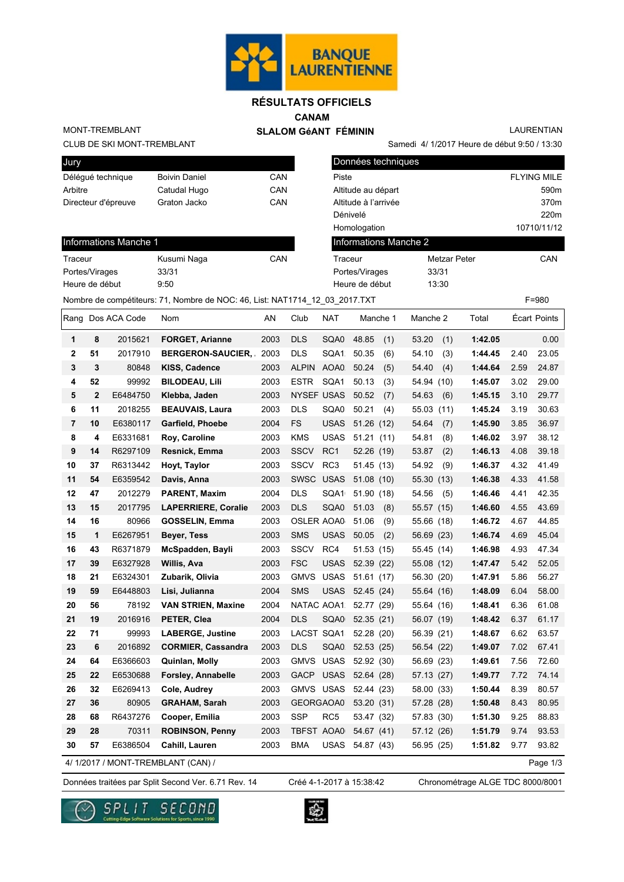BANQUE LAURENTIENNE

# RÉSULTATS OFFICIELS

## CANAM

## SLALOM GéANT FÉMININ

MONT-TREMBLANT
CLUB DE SKI MONT-TREMBLANT

LAURENTIAN
Samedi 4/ 1/2017 Heure de début 9:50 / 13:30

| Jury | | |
|---|---|---|
| Délégué technique | Boivin Daniel | CAN |
| Arbitre | Catudal Hugo | CAN |
| Directeur d'épreuve | Graton Jacko | CAN |

| Données techniques | |
|---|---|
| Piste | FLYING MILE |
| Altitude au départ | 590m |
| Altitude à l'arrivée | 370m |
| Dénivelé | 220m |
| Homologation | 10710/11/12 |

| Informations Manche 1 | | |
|---|---|---|
| Traceur | Kusumi Naga | CAN |
| Portes/Virages | 33/31 | |
| Heure de début | 9:50 | |

| Informations Manche 2 | | |
|---|---|---|
| Traceur | Metzar Peter | CAN |
| Portes/Virages | 33/31 | |
| Heure de début | 13:30 | |

Nombre de compétiteurs: 71, Nombre de NOC: 46, List: NAT1714_12_03_2017.TXT F=980

| Rang | Dos | ACA Code | Nom | AN | Club | NAT | Manche 1 | | Manche 2 | | Total | Écart | Points |
|---|---|---|---|---|---|---|---|---|---|---|---|---|---|
| 1 | 8 | 2015621 | FORGET, Arianne | 2003 | DLS | SQA0 | 48.85 | (1) | 53.20 | (1) | 1:42.05 | | 0.00 |
| 2 | 51 | 2017910 | BERGERON-SAUCIER, | 2003 | DLS | SQA1 | 50.35 | (6) | 54.10 | (3) | 1:44.45 | 2.40 | 23.05 |
| 3 | 3 | 80848 | KISS, Cadence | 2003 | ALPIN | AOA0 | 50.24 | (5) | 54.40 | (4) | 1:44.64 | 2.59 | 24.87 |
| 4 | 52 | 99992 | BILODEAU, Lili | 2003 | ESTR | SQA1 | 50.13 | (3) | 54.94 | (10) | 1:45.07 | 3.02 | 29.00 |
| 5 | 2 | E6484750 | Klebba, Jaden | 2003 | NYSEF | USAS | 50.52 | (7) | 54.63 | (6) | 1:45.15 | 3.10 | 29.77 |
| 6 | 11 | 2018255 | BEAUVAIS, Laura | 2003 | DLS | SQA0 | 50.21 | (4) | 55.03 | (11) | 1:45.24 | 3.19 | 30.63 |
| 7 | 10 | E6380117 | Garfield, Phoebe | 2004 | FS | USAS | 51.26 | (12) | 54.64 | (7) | 1:45.90 | 3.85 | 36.97 |
| 8 | 4 | E6331681 | Roy, Caroline | 2003 | KMS | USAS | 51.21 | (11) | 54.81 | (8) | 1:46.02 | 3.97 | 38.12 |
| 9 | 14 | R6297109 | Resnick, Emma | 2003 | SSCV | RC1 | 52.26 | (19) | 53.87 | (2) | 1:46.13 | 4.08 | 39.18 |
| 10 | 37 | R6313442 | Hoyt, Taylor | 2003 | SSCV | RC3 | 51.45 | (13) | 54.92 | (9) | 1:46.37 | 4.32 | 41.49 |
| 11 | 54 | E6359542 | Davis, Anna | 2003 | SWSC | USAS | 51.08 | (10) | 55.30 | (13) | 1:46.38 | 4.33 | 41.58 |
| 12 | 47 | 2012279 | PARENT, Maxim | 2004 | DLS | SQA1 | 51.90 | (18) | 54.56 | (5) | 1:46.46 | 4.41 | 42.35 |
| 13 | 15 | 2017795 | LAPERRIERE, Coralie | 2003 | DLS | SQA0 | 51.03 | (8) | 55.57 | (15) | 1:46.60 | 4.55 | 43.69 |
| 14 | 16 | 80966 | GOSSELIN, Emma | 2003 | OSLER | AOA0 | 51.06 | (9) | 55.66 | (18) | 1:46.72 | 4.67 | 44.85 |
| 15 | 1 | E6267951 | Beyer, Tess | 2003 | SMS | USAS | 50.05 | (2) | 56.69 | (23) | 1:46.74 | 4.69 | 45.04 |
| 16 | 43 | R6371879 | McSpadden, Bayli | 2003 | SSCV | RC4 | 51.53 | (15) | 55.45 | (14) | 1:46.98 | 4.93 | 47.34 |
| 17 | 39 | E6327928 | Willis, Ava | 2003 | FSC | USAS | 52.39 | (22) | 55.08 | (12) | 1:47.47 | 5.42 | 52.05 |
| 18 | 21 | E6324301 | Zubarik, Olivia | 2003 | GMVS | USAS | 51.61 | (17) | 56.30 | (20) | 1:47.91 | 5.86 | 56.27 |
| 19 | 59 | E6448803 | Lisi, Julianna | 2004 | SMS | USAS | 52.45 | (24) | 55.64 | (16) | 1:48.09 | 6.04 | 58.00 |
| 20 | 56 | 78192 | VAN STRIEN, Maxine | 2004 | NATAC | AOA1 | 52.77 | (29) | 55.64 | (16) | 1:48.41 | 6.36 | 61.08 |
| 21 | 19 | 2016916 | PETER, Clea | 2004 | DLS | SQA0 | 52.35 | (21) | 56.07 | (19) | 1:48.42 | 6.37 | 61.17 |
| 22 | 71 | 99993 | LABERGE, Justine | 2003 | LACST | SQA1 | 52.28 | (20) | 56.39 | (21) | 1:48.67 | 6.62 | 63.57 |
| 23 | 6 | 2016892 | CORMIER, Cassandra | 2003 | DLS | SQA0 | 52.53 | (25) | 56.54 | (22) | 1:49.07 | 7.02 | 67.41 |
| 24 | 64 | E6366603 | Quinlan, Molly | 2003 | GMVS | USAS | 52.92 | (30) | 56.69 | (23) | 1:49.61 | 7.56 | 72.60 |
| 25 | 22 | E6530688 | Forsley, Annabelle | 2003 | GACP | USAS | 52.64 | (28) | 57.13 | (27) | 1:49.77 | 7.72 | 74.14 |
| 26 | 32 | E6269413 | Cole, Audrey | 2003 | GMVS | USAS | 52.44 | (23) | 58.00 | (33) | 1:50.44 | 8.39 | 80.57 |
| 27 | 36 | 80905 | GRAHAM, Sarah | 2003 | GEORGA | AOA0 | 53.20 | (31) | 57.28 | (28) | 1:50.48 | 8.43 | 80.95 |
| 28 | 68 | R6437276 | Cooper, Emilia | 2003 | SSP | RC5 | 53.47 | (32) | 57.83 | (30) | 1:51.30 | 9.25 | 88.83 |
| 29 | 28 | 70311 | ROBINSON, Penny | 2003 | TBFST | AOA0 | 54.67 | (41) | 57.12 | (26) | 1:51.79 | 9.74 | 93.53 |
| 30 | 57 | E6386504 | Cahill, Lauren | 2003 | BMA | USAS | 54.87 | (43) | 56.95 | (25) | 1:51.82 | 9.77 | 93.82 |

4/ 1/2017 / MONT-TREMBLANT (CAN) /

Données traitées par Split Second Ver. 6.71 Rev. 14 Créé 4-1-2017 à 15:38:42 Chronométrage ALGE TDC 8000/8001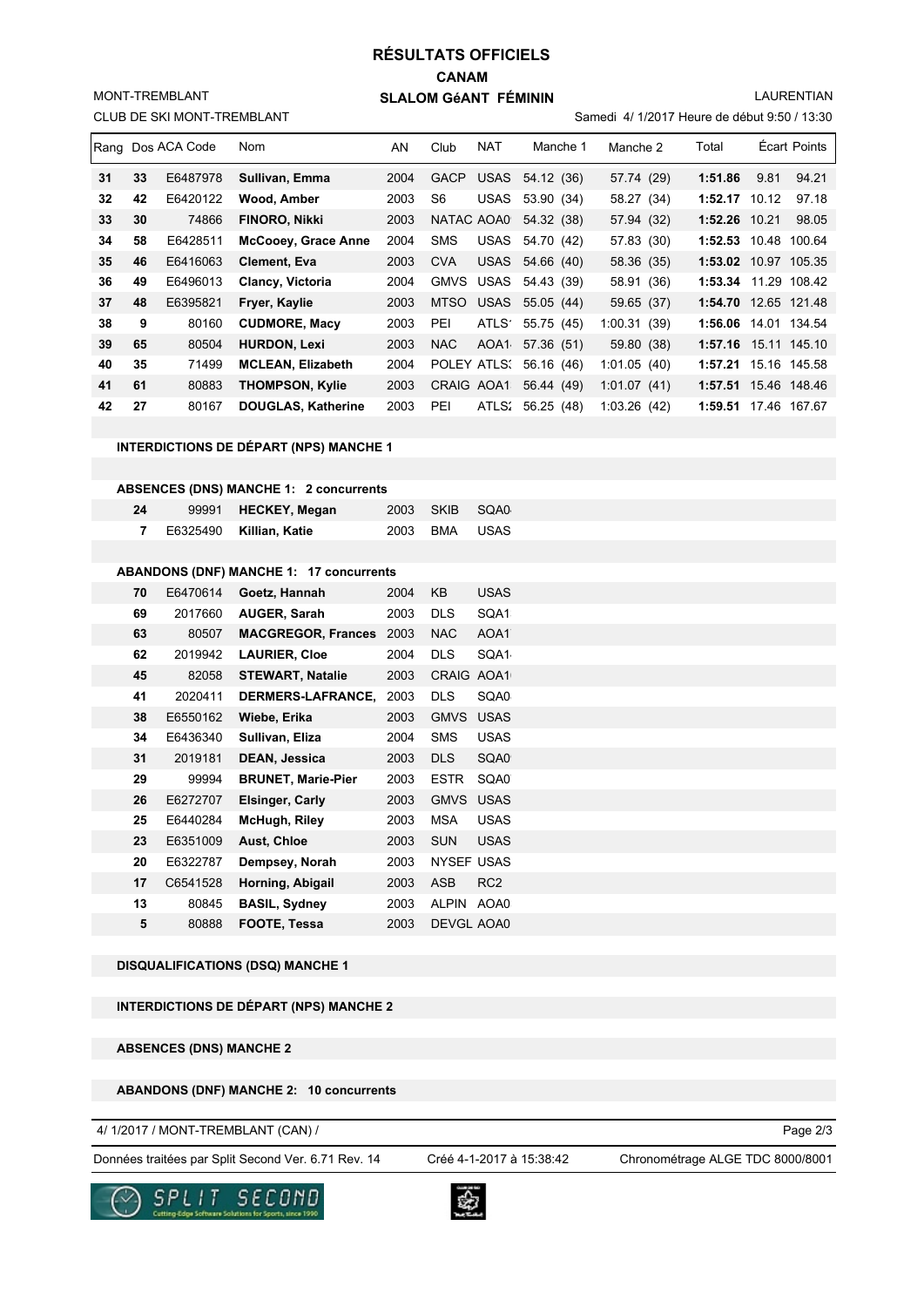# RÉSULTATS OFFICIELS

## CANAM

## SLALOM GéANT FÉMININ

MONT-TREMBLANT
CLUB DE SKI MONT-TREMBLANT

LAURENTIAN
Samedi 4/ 1/2017 Heure de début 9:50 / 13:30

| Rang | Dos | ACA Code | Nom | AN | Club | NAT | Manche 1 | Manche 2 | Total | Écart | Points |
|---|---|---|---|---|---|---|---|---|---|---|---|
| **31** | **33** | E6487978 | **Sullivan, Emma** | 2004 | GACP | USAS | 54.12 (36) | 57.74 (29) | **1:51.86** | 9.81 | 94.21 |
| **32** | **42** | E6420122 | **Wood, Amber** | 2003 | S6 | USAS | 53.90 (34) | 58.27 (34) | **1:52.17** | 10.12 | 97.18 |
| **33** | **30** | 74866 | **FINORO, Nikki** | 2003 | NATAC | AOA0 | 54.32 (38) | 57.94 (32) | **1:52.26** | 10.21 | 98.05 |
| **34** | **58** | E6428511 | **McCooey, Grace Anne** | 2004 | SMS | USAS | 54.70 (42) | 57.83 (30) | **1:52.53** | 10.48 | 100.64 |
| **35** | **46** | E6416063 | **Clement, Eva** | 2003 | CVA | USAS | 54.66 (40) | 58.36 (35) | **1:53.02** | 10.97 | 105.35 |
| **36** | **49** | E6496013 | **Clancy, Victoria** | 2004 | GMVS | USAS | 54.43 (39) | 58.91 (36) | **1:53.34** | 11.29 | 108.42 |
| **37** | **48** | E6395821 | **Fryer, Kaylie** | 2003 | MTSO | USAS | 55.05 (44) | 59.65 (37) | **1:54.70** | 12.65 | 121.48 |
| **38** | **9** | 80160 | **CUDMORE, Macy** | 2003 | PEI | ATLS | 55.75 (45) | 1:00.31 (39) | **1:56.06** | 14.01 | 134.54 |
| **39** | **65** | 80504 | **HURDON, Lexi** | 2003 | NAC | AOA1 | 57.36 (51) | 59.80 (38) | **1:57.16** | 15.11 | 145.10 |
| **40** | **35** | 71499 | **MCLEAN, Elizabeth** | 2004 | POLEY | ATLS | 56.16 (46) | 1:01.05 (40) | **1:57.21** | 15.16 | 145.58 |
| **41** | **61** | 80883 | **THOMPSON, Kylie** | 2003 | CRAIG | AOA1 | 56.44 (49) | 1:01.07 (41) | **1:57.51** | 15.46 | 148.46 |
| **42** | **27** | 80167 | **DOUGLAS, Katherine** | 2003 | PEI | ATLS | 56.25 (48) | 1:03.26 (42) | **1:59.51** | 17.46 | 167.67 |

**INTERDICTIONS DE DÉPART (NPS) MANCHE 1**

**ABSENCES (DNS) MANCHE 1: 2 concurrents**

| Dos | ACA Code | Nom | AN | Club | NAT |
|---|---|---|---|---|---|
| **24** | 99991 | **HECKEY, Megan** | 2003 | SKIB | SQA0 |
| **7** | E6325490 | **Killian, Katie** | 2003 | BMA | USAS |

**ABANDONS (DNF) MANCHE 1: 17 concurrents**

| Dos | ACA Code | Nom | AN | Club | NAT |
|---|---|---|---|---|---|
| **70** | E6470614 | **Goetz, Hannah** | 2004 | KB | USAS |
| **69** | 2017660 | **AUGER, Sarah** | 2003 | DLS | SQA1 |
| **63** | 80507 | **MACGREGOR, Frances** | 2003 | NAC | AOA1 |
| **62** | 2019942 | **LAURIER, Cloe** | 2004 | DLS | SQA1 |
| **45** | 82058 | **STEWART, Natalie** | 2003 | CRAIG | AOA1 |
| **41** | 2020411 | **DERMERS-LAFRANCE,** | 2003 | DLS | SQA0 |
| **38** | E6550162 | **Wiebe, Erika** | 2003 | GMVS | USAS |
| **34** | E6436340 | **Sullivan, Eliza** | 2004 | SMS | USAS |
| **31** | 2019181 | **DEAN, Jessica** | 2003 | DLS | SQA0 |
| **29** | 99994 | **BRUNET, Marie-Pier** | 2003 | ESTR | SQA0 |
| **26** | E6272707 | **Elsinger, Carly** | 2003 | GMVS | USAS |
| **25** | E6440284 | **McHugh, Riley** | 2003 | MSA | USAS |
| **23** | E6351009 | **Aust, Chloe** | 2003 | SUN | USAS |
| **20** | E6322787 | **Dempsey, Norah** | 2003 | NYSEF | USAS |
| **17** | C6541528 | **Horning, Abigail** | 2003 | ASB | RC2 |
| **13** | 80845 | **BASIL, Sydney** | 2003 | ALPIN | AOA0 |
| **5** | 80888 | **FOOTE, Tessa** | 2003 | DEVGL | AOA0 |

**DISQUALIFICATIONS (DSQ) MANCHE 1**

**INTERDICTIONS DE DÉPART (NPS) MANCHE 2**

**ABSENCES (DNS) MANCHE 2**

**ABANDONS (DNF) MANCHE 2: 10 concurrents**

4/ 1/2017 / MONT-TREMBLANT (CAN) /

Données traitées par Split Second Ver. 6.71 Rev. 14 — Créé 4-1-2017 à 15:38:42 — Chronométrage ALGE TDC 8000/8001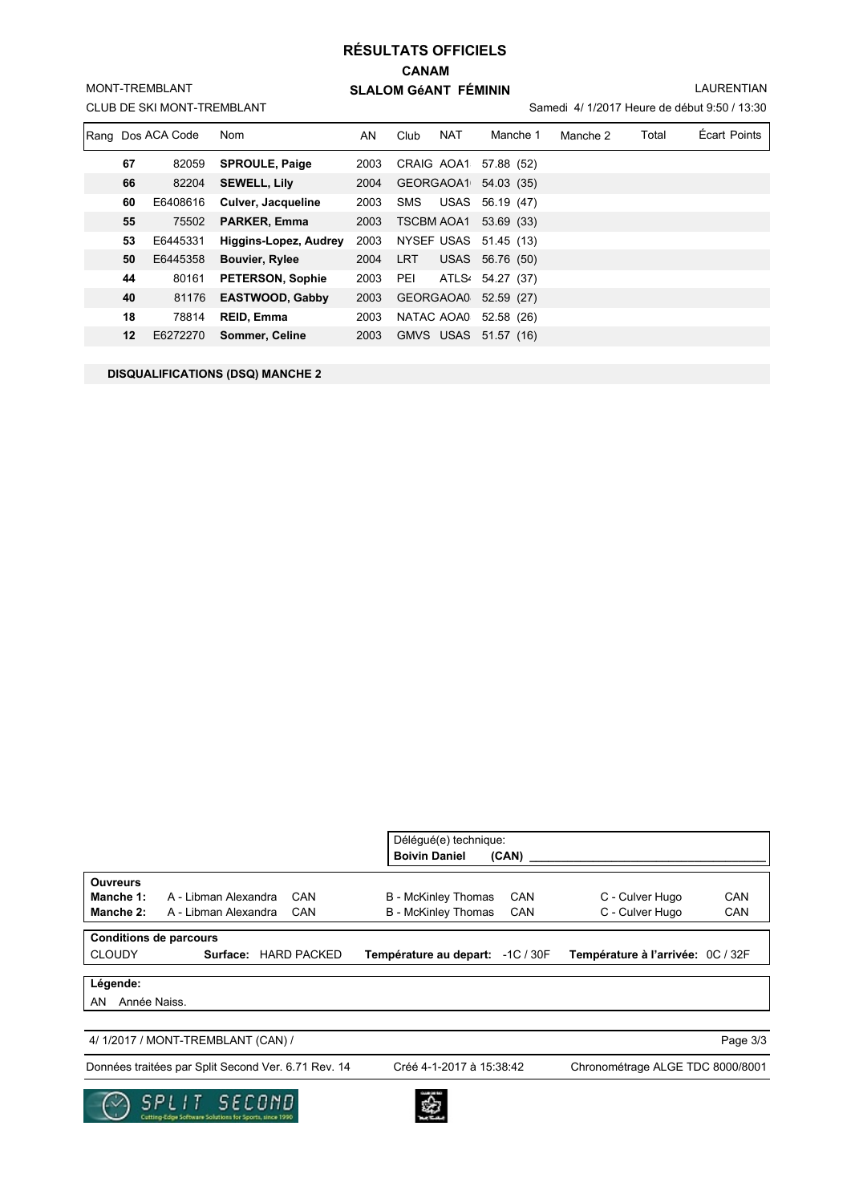# RÉSULTATS OFFICIELS

## CANAM

## SLALOM GéANT FÉMININ

MONT-TREMBLANT | LAURENTIAN

CLUB DE SKI MONT-TREMBLANT | Samedi 4/ 1/2017 Heure de début 9:50 / 13:30

| Rang | Dos | ACA Code | Nom | AN | Club | NAT | Manche 1 | Manche 2 | Total | Écart | Points |
|---|---|---|---|---|---|---|---|---|---|---|---|
| | 67 | 82059 | **SPROULE, Paige** | 2003 | CRAIG | AOA1 | 57.88 (52) | | | | |
| | 66 | 82204 | **SEWELL, Lily** | 2004 | GEORGA | AOA1 | 54.03 (35) | | | | |
| | 60 | E6408616 | **Culver, Jacqueline** | 2003 | SMS | USAS | 56.19 (47) | | | | |
| | 55 | 75502 | **PARKER, Emma** | 2003 | TSCBM | AOA1 | 53.69 (33) | | | | |
| | 53 | E6445331 | **Higgins-Lopez, Audrey** | 2003 | NYSEF | USAS | 51.45 (13) | | | | |
| | 50 | E6445358 | **Bouvier, Rylee** | 2004 | LRT | USAS | 56.76 (50) | | | | |
| | 44 | 80161 | **PETERSON, Sophie** | 2003 | PEI | ATLS | 54.27 (37) | | | | |
| | 40 | 81176 | **EASTWOOD, Gabby** | 2003 | GEORGA | AOA0 | 52.59 (27) | | | | |
| | 18 | 78814 | **REID, Emma** | 2003 | NATAC | AOA0 | 52.58 (26) | | | | |
| | 12 | E6272270 | **Sommer, Celine** | 2003 | GMVS | USAS | 51.57 (16) | | | | |

**DISQUALIFICATIONS (DSQ) MANCHE 2**

Délégué(e) technique: **Boivin Daniel** (CAN)

**Ouvreurs**

| | | | | | | |
|---|---|---|---|---|---|---|
| **Manche 1:** | A - Libman Alexandra | CAN | B - McKinley Thomas | CAN | C - Culver Hugo | CAN |
| **Manche 2:** | A - Libman Alexandra | CAN | B - McKinley Thomas | CAN | C - Culver Hugo | CAN |

**Conditions de parcours**

CLOUDY **Surface:** HARD PACKED **Température au depart:** -1C / 30F **Température à l'arrivée:** 0C / 32F

**Légende:**

AN Année Naiss.

4/ 1/2017 / MONT-TREMBLANT (CAN) /

Données traitées par Split Second Ver. 6.71 Rev. 14 | Créé 4-1-2017 à 15:38:42 | Chronométrage ALGE TDC 8000/8001